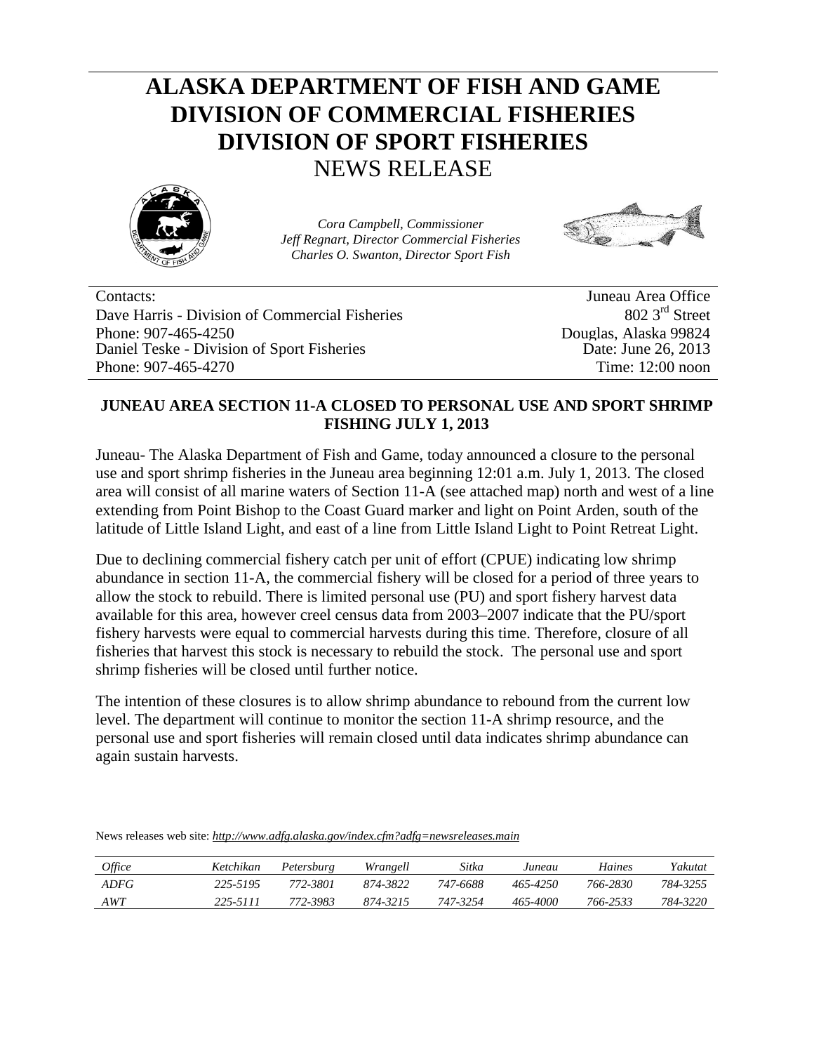# ALASKA DEPARTMENT OF FISH AND GAME
# DIVISION OF COMMERCIAL FISHERIES
# DIVISION OF SPORT FISHERIES
## NEWS RELEASE

*Cora Campbell, Commissioner*
*Jeff Regnart, Director Commercial Fisheries*
*Charles O. Swanton, Director Sport Fish*

Contacts:
Dave Harris - Division of Commercial Fisheries
Phone: 907-465-4250
Daniel Teske - Division of Sport Fisheries
Phone: 907-465-4270

Juneau Area Office
802 3rd Street
Douglas, Alaska 99824
Date: June 26, 2013
Time: 12:00 noon

**JUNEAU AREA SECTION 11-A CLOSED TO PERSONAL USE AND SPORT SHRIMP FISHING JULY 1, 2013**

Juneau- The Alaska Department of Fish and Game, today announced a closure to the personal use and sport shrimp fisheries in the Juneau area beginning 12:01 a.m. July 1, 2013. The closed area will consist of all marine waters of Section 11-A (see attached map) north and west of a line extending from Point Bishop to the Coast Guard marker and light on Point Arden, south of the latitude of Little Island Light, and east of a line from Little Island Light to Point Retreat Light.

Due to declining commercial fishery catch per unit of effort (CPUE) indicating low shrimp abundance in section 11-A, the commercial fishery will be closed for a period of three years to allow the stock to rebuild. There is limited personal use (PU) and sport fishery harvest data available for this area, however creel census data from 2003–2007 indicate that the PU/sport fishery harvests were equal to commercial harvests during this time. Therefore, closure of all fisheries that harvest this stock is necessary to rebuild the stock. The personal use and sport shrimp fisheries will be closed until further notice.

The intention of these closures is to allow shrimp abundance to rebound from the current low level. The department will continue to monitor the section 11-A shrimp resource, and the personal use and sport fisheries will remain closed until data indicates shrimp abundance can again sustain harvests.

News releases web site: *http://www.adfg.alaska.gov/index.cfm?adfg=newsreleases.main*

| *Office* | *Ketchikan* | *Petersburg* | *Wrangell* | *Sitka* | *Juneau* | *Haines* | *Yakutat* |
|---|---|---|---|---|---|---|---|
| *ADFG* | *225-5195* | *772-3801* | *874-3822* | *747-6688* | *465-4250* | *766-2830* | *784-3255* |
| *AWT* | *225-5111* | *772-3983* | *874-3215* | *747-3254* | *465-4000* | *766-2533* | *784-3220* |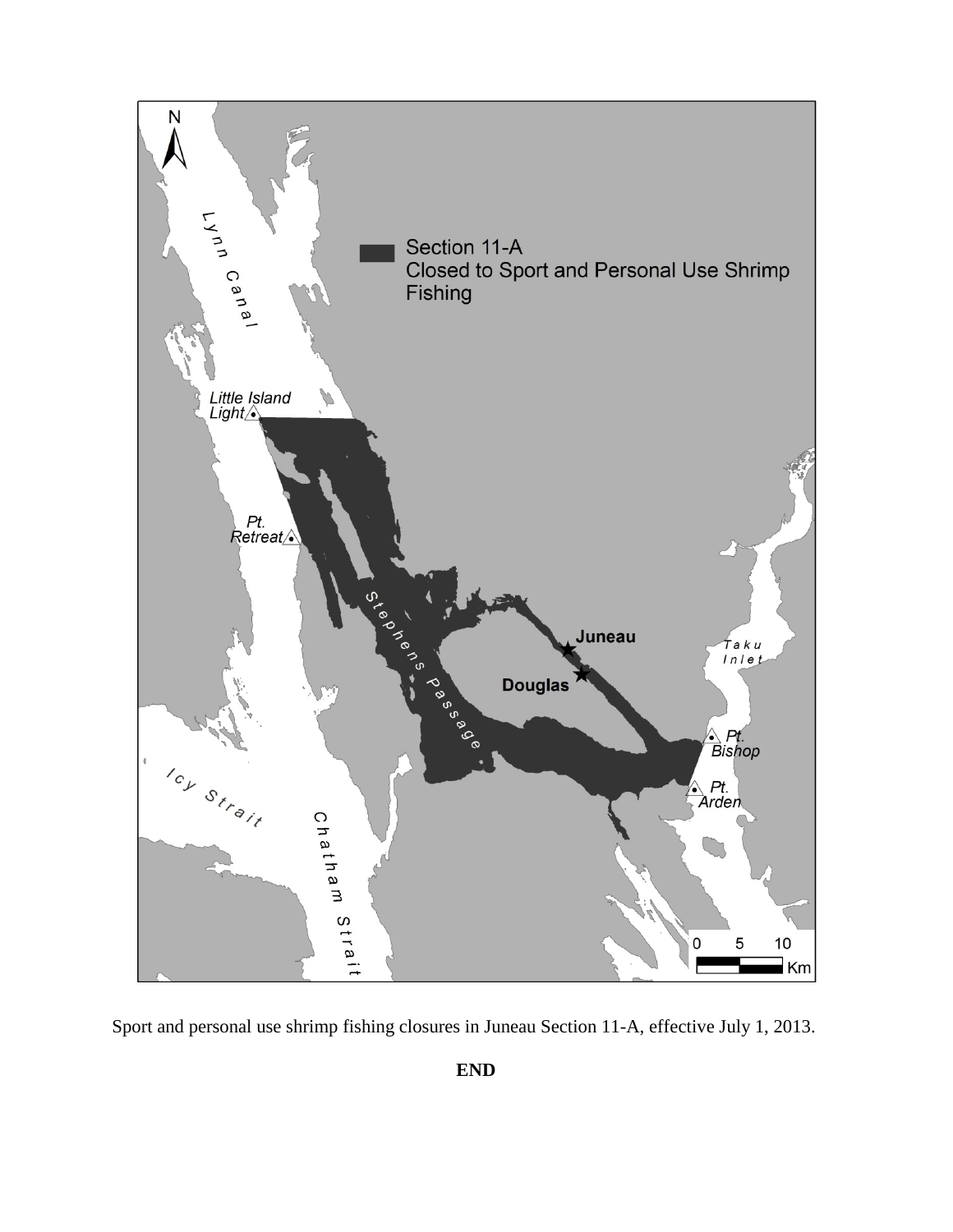N

Section 11-A
Closed to Sport and Personal Use Shrimp Fishing

Lynn Canal

Little Island Light

Pt. Retreat

Stephens Passage

Juneau

Douglas

Taku Inlet

Pt. Bishop

Pt. Arden

Icy Strait

Chatham Strait

0 5 10
Km

Sport and personal use shrimp fishing closures in Juneau Section 11-A, effective July 1, 2013.

**END**